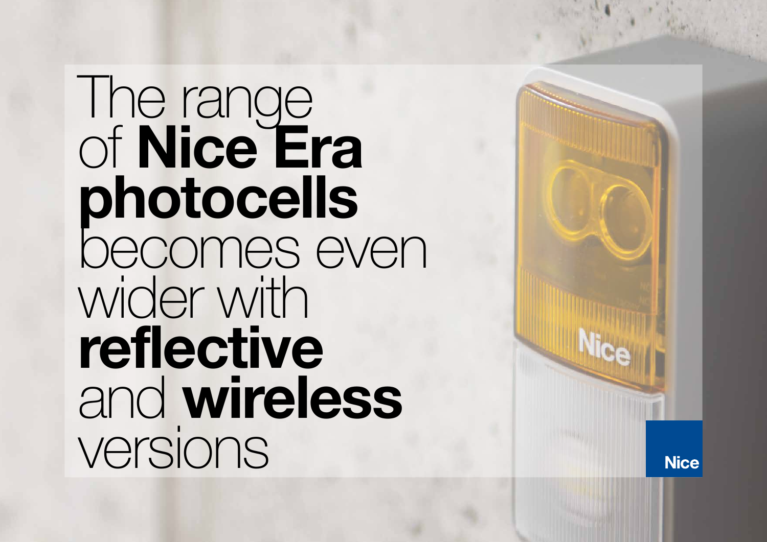# The range of **Nice Era photocells** becomes even wider with **reflective** and **wireless** versions

Nice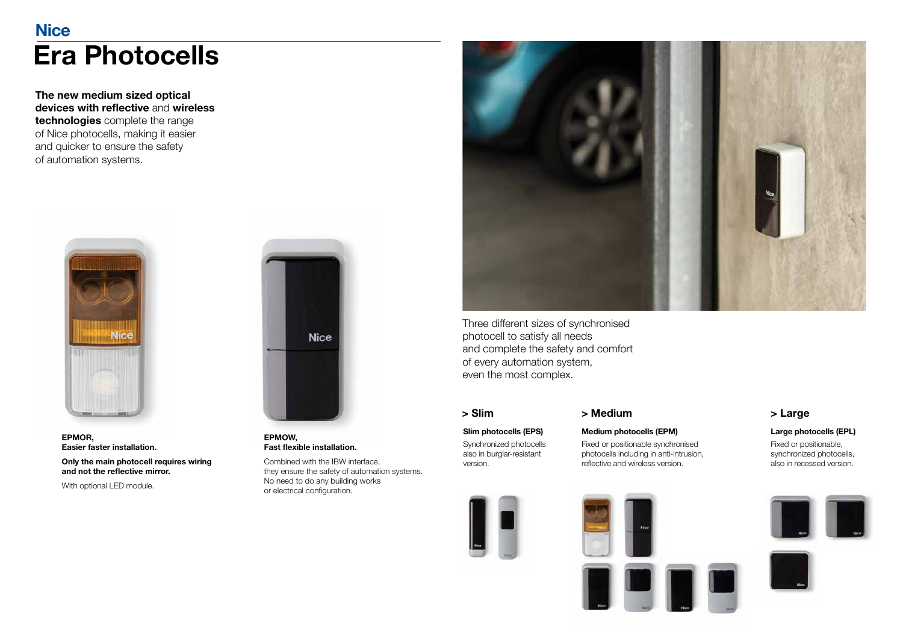Nice

# Era Photocells

**The new medium sized optical devices with reflective** and **wireless technologies** complete the range of Nice photocells, making it easier and quicker to ensure the safety of automation systems.

**EPMOR,**
**Easier faster installation.**

**Only the main photocell requires wiring and not the reflective mirror.**

With optional LED module.

**EPMOW,**
**Fast flexible installation.**

Combined with the IBW interface, they ensure the safety of automation systems. No need to do any building works or electrical configuration.

Three different sizes of synchronised photocell to satisfy all needs and complete the safety and comfort of every automation system, even the most complex.

### > Slim

**Slim photocells (EPS)**

Synchronized photocells also in burglar-resistant version.

### > Medium

**Medium photocells (EPM)**

Fixed or positionable synchronised photocells including in anti-intrusion, reflective and wireless version.

### > Large

**Large photocells (EPL)**

Fixed or positionable, synchronized photocells, also in recessed version.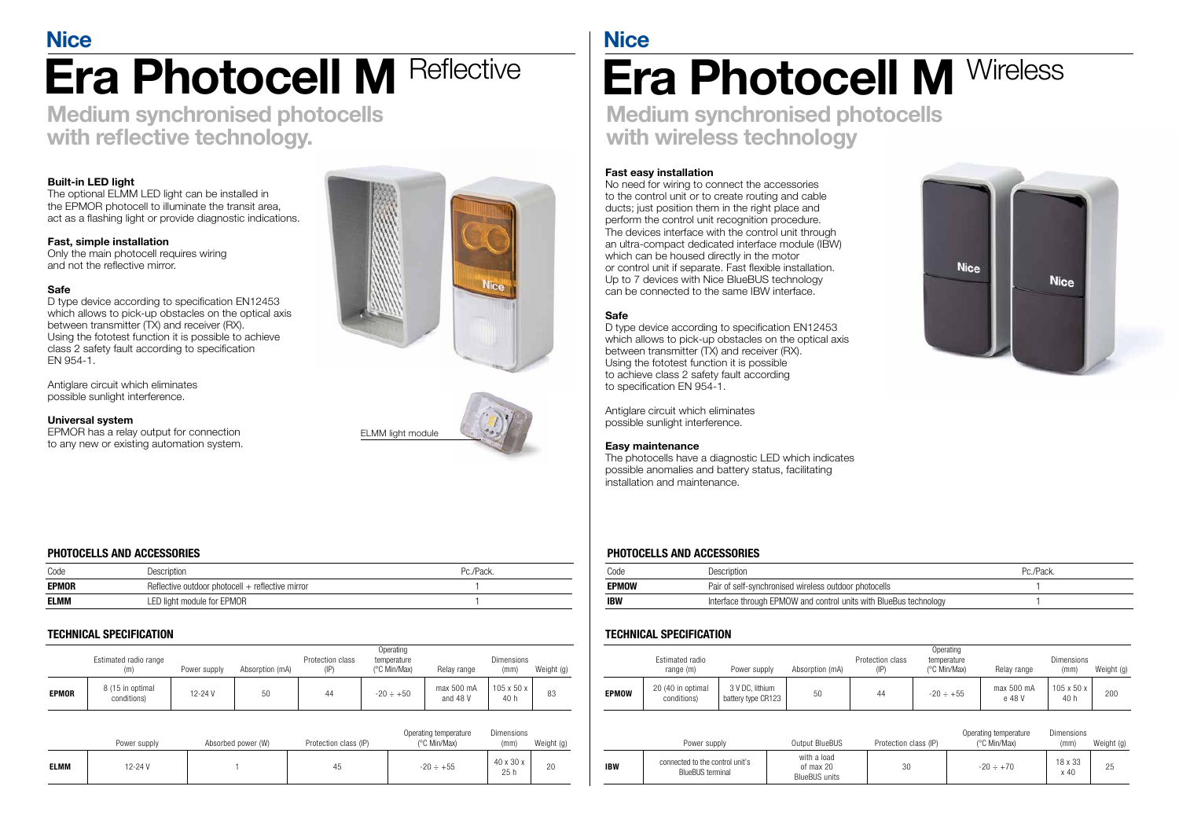# Nice

# Era Photocell M Reflective

## Medium synchronised photocells with reflective technology.

### Built-in LED light

The optional ELMM LED light can be installed in the EPMOR photocell to illuminate the transit area, act as a flashing light or provide diagnostic indications.

### Fast, simple installation

Only the main photocell requires wiring and not the reflective mirror.

### Safe

D type device according to specification EN12453 which allows to pick-up obstacles on the optical axis between transmitter (TX) and receiver (RX). Using the fototest function it is possible to achieve class 2 safety fault according to specification EN 954-1.

Antiglare circuit which eliminates possible sunlight interference.

### Universal system

EPMOR has a relay output for connection to any new or existing automation system.

ELMM light module

### PHOTOCELLS AND ACCESSORIES

| Code | Description | Pc./Pack. |
|---|---|---|
| **EPMOR** | Reflective outdoor photocell + reflective mirror | 1 |
| **ELMM** | LED light module for EPMOR | 1 |

### TECHNICAL SPECIFICATION

| | Estimated radio range (m) | Power supply | Absorption (mA) | Protection class (IP) | Operating temperature (°C Min/Max) | Relay range | Dimensions (mm) | Weight (g) |
|---|---|---|---|---|---|---|---|---|
| **EPMOR** | 8 (15 in optimal conditions) | 12-24 V | 50 | 44 | -20 ÷ +50 | max 500 mA and 48 V | 105 x 50 x 40 h | 83 |

| | Power supply | Absorbed power (W) | Protection class (IP) | Operating temperature (°C Min/Max) | Dimensions (mm) | Weight (g) |
|---|---|---|---|---|---|---|
| **ELMM** | 12-24 V | 1 | 45 | -20 ÷ +55 | 40 x 30 x 25 h | 20 |

# Nice

# Era Photocell M Wireless

## Medium synchronised photocells with wireless technology

### Fast easy installation

No need for wiring to connect the accessories to the control unit or to create routing and cable ducts; just position them in the right place and perform the control unit recognition procedure. The devices interface with the control unit through an ultra-compact dedicated interface module (IBW) which can be housed directly in the motor or control unit if separate. Fast flexible installation. Up to 7 devices with Nice BlueBUS technology can be connected to the same IBW interface.

### Safe

D type device according to specification EN12453 which allows to pick-up obstacles on the optical axis between transmitter (TX) and receiver (RX). Using the fototest function it is possible to achieve class 2 safety fault according to specification EN 954-1.

Antiglare circuit which eliminates possible sunlight interference.

### Easy maintenance

The photocells have a diagnostic LED which indicates possible anomalies and battery status, facilitating installation and maintenance.

### PHOTOCELLS AND ACCESSORIES

| Code | Description | Pc./Pack. |
|---|---|---|
| **EPMOW** | Pair of self-synchronised wireless outdoor photocells | 1 |
| **IBW** | Interface through EPMOW and control units with BlueBus technology | 1 |

### TECHNICAL SPECIFICATION

| | Estimated radio range (m) | Power supply | Absorption (mA) | Protection class (IP) | Operating temperature (°C Min/Max) | Relay range | Dimensions (mm) | Weight (g) |
|---|---|---|---|---|---|---|---|---|
| **EPMOW** | 20 (40 in optimal conditions) | 3 V DC, lithium battery type CR123 | 50 | 44 | -20 ÷ +55 | max 500 mA e 48 V | 105 x 50 x 40 h | 200 |

| | Power supply | Output BlueBUS | Protection class (IP) | Operating temperature (°C Min/Max) | Dimensions (mm) | Weight (g) |
|---|---|---|---|---|---|---|
| **IBW** | connected to the control unit's BlueBUS terminal | with a load of max 20 BlueBUS units | 30 | -20 ÷ +70 | 18 x 33 x 40 | 25 |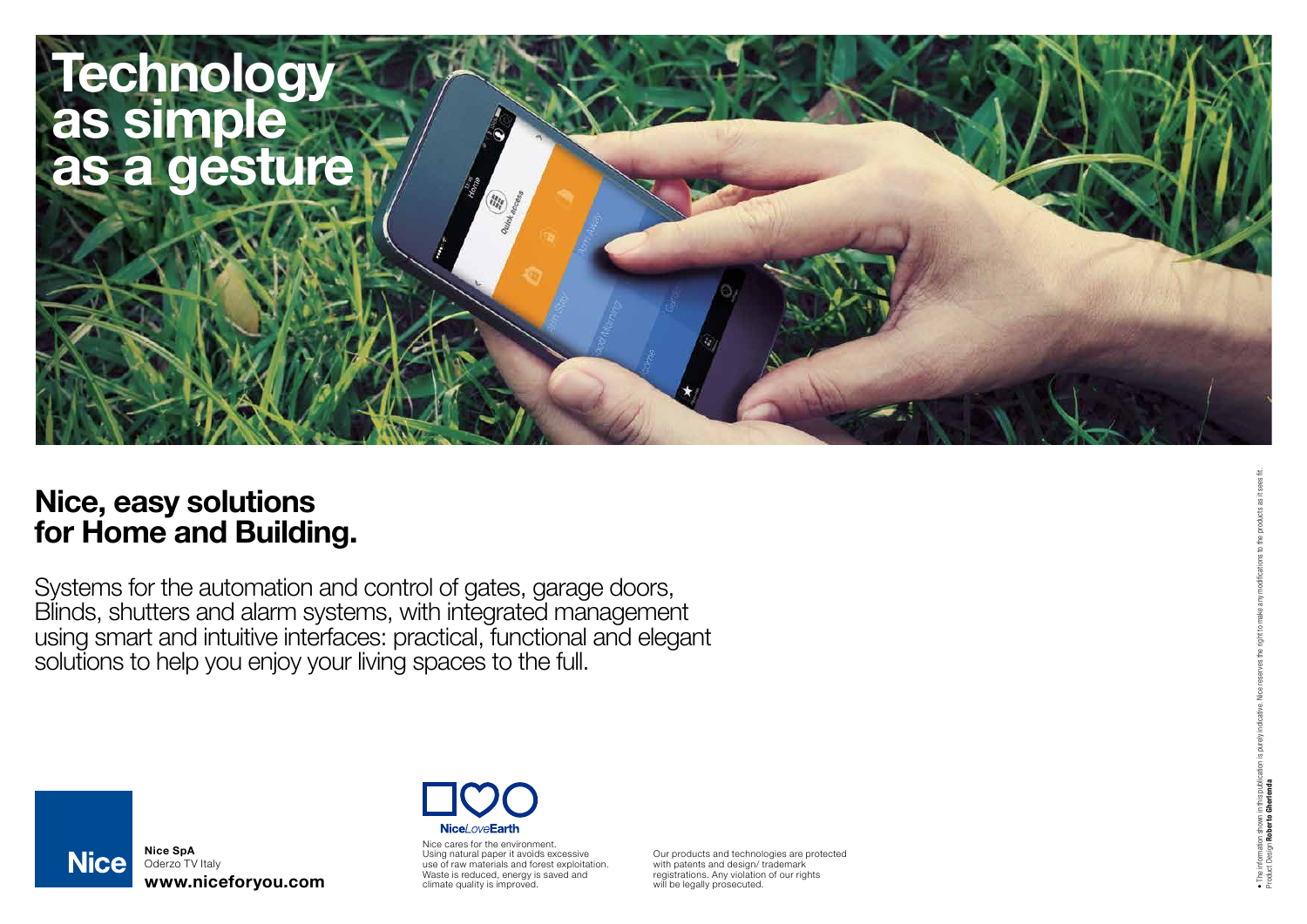# Technology as simple as a gesture

## Nice, easy solutions for Home and Building.

Systems for the automation and control of gates, garage doors, Blinds, shutters and alarm systems, with integrated management using smart and intuitive interfaces: practical, functional and elegant solutions to help you enjoy your living spaces to the full.

Nice

**Nice SpA**
Oderzo TV Italy
**www.niceforyou.com**

**Nice***Love***Earth**

Nice cares for the environment.
Using natural paper it avoids excessive use of raw materials and forest exploitation.
Waste is reduced, energy is saved and climate quality is improved.

Our products and technologies are protected with patents and design/ trademark registrations. Any violation of our rights will be legally prosecuted.

• The information shown in this publication is purely indicative. Nice reserves the right to make any modifications to the products as it sees fit.
Product Design **Roberto Gherlenda**